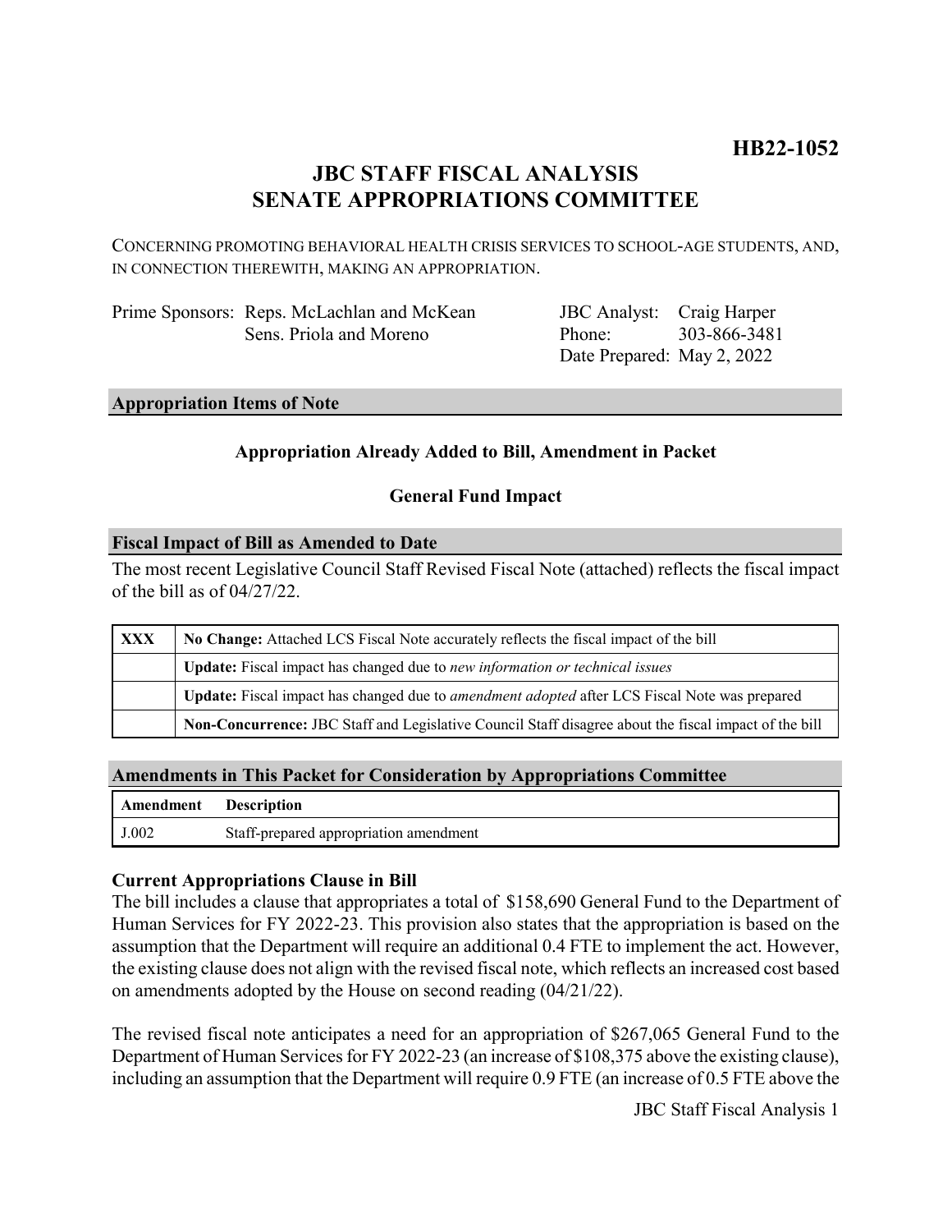**HB22-1052**

# JBC STAFF FISCAL ANALYSIS
# SENATE APPROPRIATIONS COMMITTEE

CONCERNING PROMOTING BEHAVIORAL HEALTH CRISIS SERVICES TO SCHOOL-AGE STUDENTS, AND, IN CONNECTION THEREWITH, MAKING AN APPROPRIATION.

| | | | |
|---|---|---|---|
| Prime Sponsors: | Reps. McLachlan and McKean | JBC Analyst: | Craig Harper |
| | Sens. Priola and Moreno | Phone: | 303-866-3481 |
| | | Date Prepared: | May 2, 2022 |

## Appropriation Items of Note

**Appropriation Already Added to Bill, Amendment in Packet**

**General Fund Impact**

## Fiscal Impact of Bill as Amended to Date

The most recent Legislative Council Staff Revised Fiscal Note (attached) reflects the fiscal impact of the bill as of 04/27/22.

| | |
|---|---|
| **XXX** | **No Change:** Attached LCS Fiscal Note accurately reflects the fiscal impact of the bill |
| | **Update:** Fiscal impact has changed due to *new information or technical issues* |
| | **Update:** Fiscal impact has changed due to *amendment adopted* after LCS Fiscal Note was prepared |
| | **Non-Concurrence:** JBC Staff and Legislative Council Staff disagree about the fiscal impact of the bill |

## Amendments in This Packet for Consideration by Appropriations Committee

| Amendment | Description |
|---|---|
| J.002 | Staff-prepared appropriation amendment |

### Current Appropriations Clause in Bill

The bill includes a clause that appropriates a total of $158,690 General Fund to the Department of Human Services for FY 2022-23. This provision also states that the appropriation is based on the assumption that the Department will require an additional 0.4 FTE to implement the act. However, the existing clause does not align with the revised fiscal note, which reflects an increased cost based on amendments adopted by the House on second reading (04/21/22).

The revised fiscal note anticipates a need for an appropriation of $267,065 General Fund to the Department of Human Services for FY 2022-23 (an increase of $108,375 above the existing clause), including an assumption that the Department will require 0.9 FTE (an increase of 0.5 FTE above the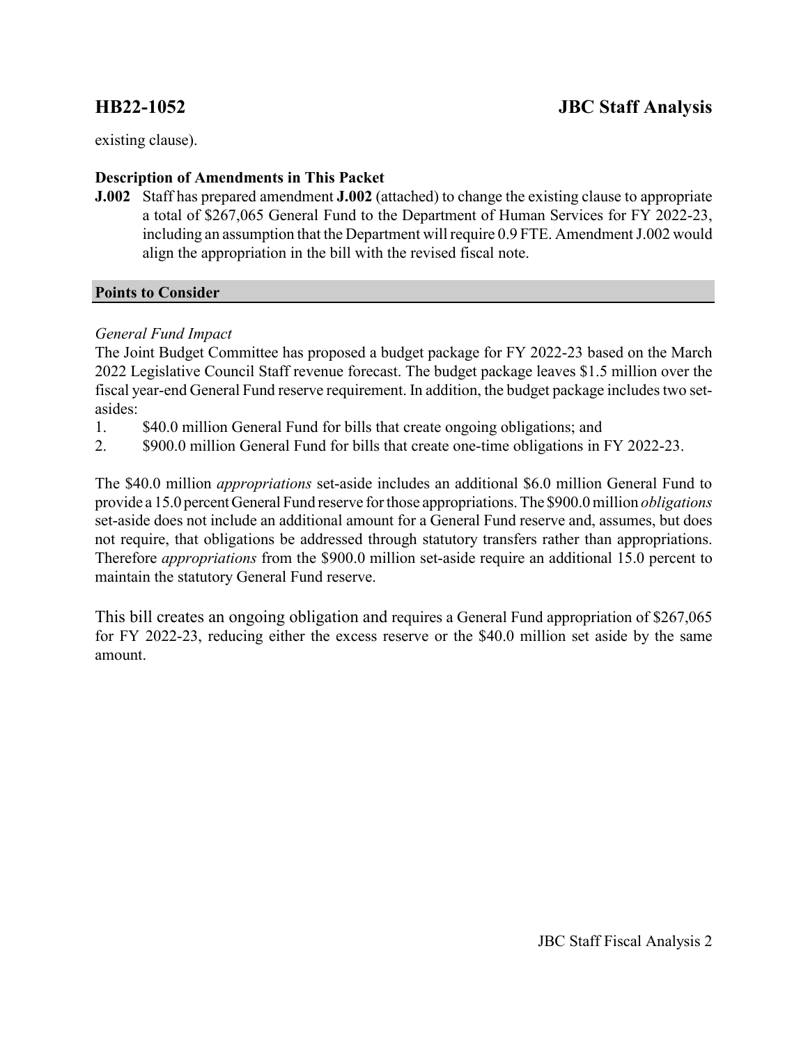existing clause).

**Description of Amendments in This Packet**

**J.002** Staff has prepared amendment **J.002** (attached) to change the existing clause to appropriate a total of $267,065 General Fund to the Department of Human Services for FY 2022-23, including an assumption that the Department will require 0.9 FTE. Amendment J.002 would align the appropriation in the bill with the revised fiscal note.

## Points to Consider

*General Fund Impact*

The Joint Budget Committee has proposed a budget package for FY 2022-23 based on the March 2022 Legislative Council Staff revenue forecast. The budget package leaves $1.5 million over the fiscal year-end General Fund reserve requirement. In addition, the budget package includes two set-asides:

1. $40.0 million General Fund for bills that create ongoing obligations; and
2. $900.0 million General Fund for bills that create one-time obligations in FY 2022-23.

The $40.0 million *appropriations* set-aside includes an additional $6.0 million General Fund to provide a 15.0 percent General Fund reserve for those appropriations. The $900.0 million *obligations* set-aside does not include an additional amount for a General Fund reserve and, assumes, but does not require, that obligations be addressed through statutory transfers rather than appropriations. Therefore *appropriations* from the $900.0 million set-aside require an additional 15.0 percent to maintain the statutory General Fund reserve.

This bill creates an ongoing obligation and requires a General Fund appropriation of $267,065 for FY 2022-23, reducing either the excess reserve or the $40.0 million set aside by the same amount.